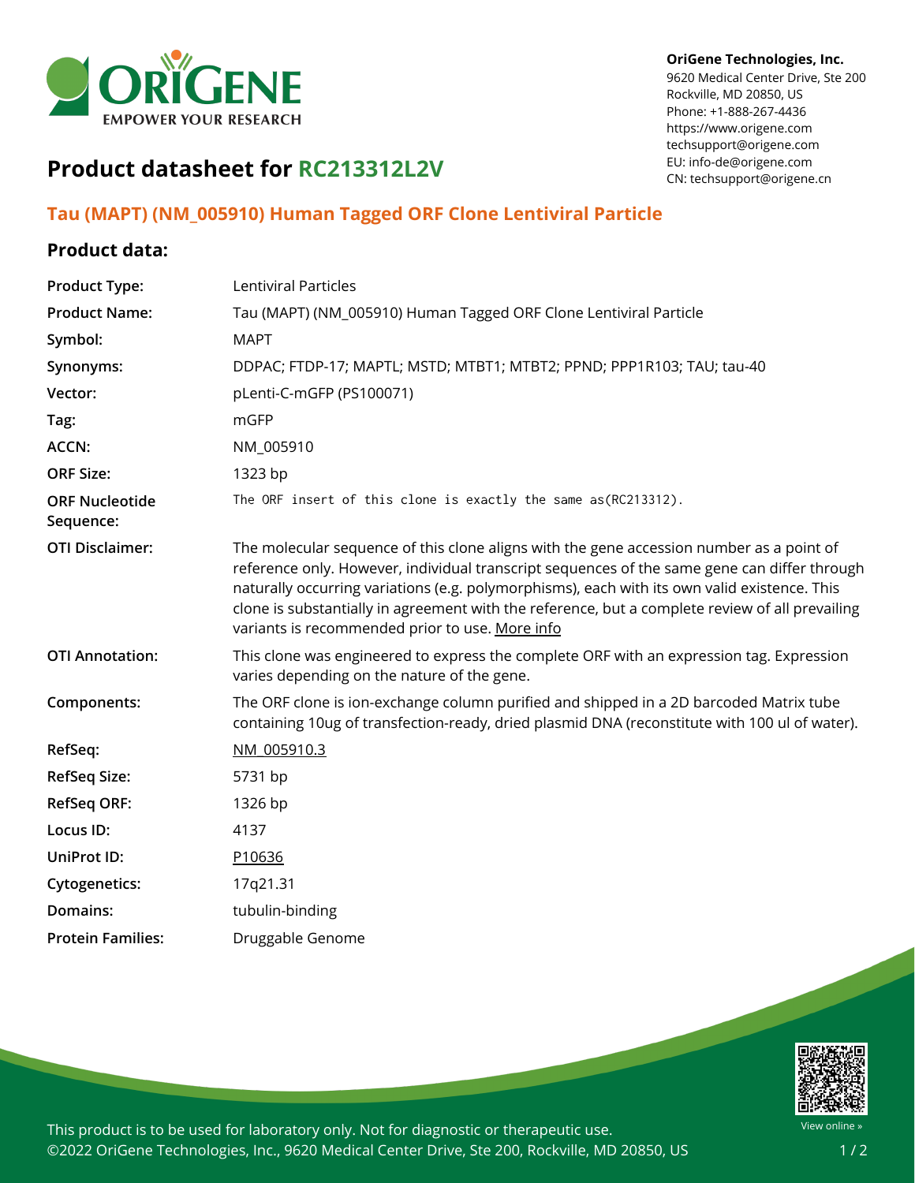OriGene Technologies, Inc.
9620 Medical Center Drive, Ste 200
Rockville, MD 20850, US
Phone: +1-888-267-4436
https://www.origene.com
techsupport@origene.com
EU: info-de@origene.com
CN: techsupport@origene.cn

# Product datasheet for RC213312L2V

## Tau (MAPT) (NM_005910) Human Tagged ORF Clone Lentiviral Particle

### Product data:

| | |
|---|---|
| **Product Type:** | Lentiviral Particles |
| **Product Name:** | Tau (MAPT) (NM_005910) Human Tagged ORF Clone Lentiviral Particle |
| **Symbol:** | MAPT |
| **Synonyms:** | DDPAC; FTDP-17; MAPTL; MSTD; MTBT1; MTBT2; PPND; PPP1R103; TAU; tau-40 |
| **Vector:** | pLenti-C-mGFP (PS100071) |
| **Tag:** | mGFP |
| **ACCN:** | NM_005910 |
| **ORF Size:** | 1323 bp |
| **ORF Nucleotide Sequence:** | The ORF insert of this clone is exactly the same as(RC213312). |
| **OTI Disclaimer:** | The molecular sequence of this clone aligns with the gene accession number as a point of reference only. However, individual transcript sequences of the same gene can differ through naturally occurring variations (e.g. polymorphisms), each with its own valid existence. This clone is substantially in agreement with the reference, but a complete review of all prevailing variants is recommended prior to use. More info |
| **OTI Annotation:** | This clone was engineered to express the complete ORF with an expression tag. Expression varies depending on the nature of the gene. |
| **Components:** | The ORF clone is ion-exchange column purified and shipped in a 2D barcoded Matrix tube containing 10ug of transfection-ready, dried plasmid DNA (reconstitute with 100 ul of water). |
| **RefSeq:** | NM_005910.3 |
| **RefSeq Size:** | 5731 bp |
| **RefSeq ORF:** | 1326 bp |
| **Locus ID:** | 4137 |
| **UniProt ID:** | P10636 |
| **Cytogenetics:** | 17q21.31 |
| **Domains:** | tubulin-binding |
| **Protein Families:** | Druggable Genome |

This product is to be used for laboratory only. Not for diagnostic or therapeutic use.
©2022 OriGene Technologies, Inc., 9620 Medical Center Drive, Ste 200, Rockville, MD 20850, US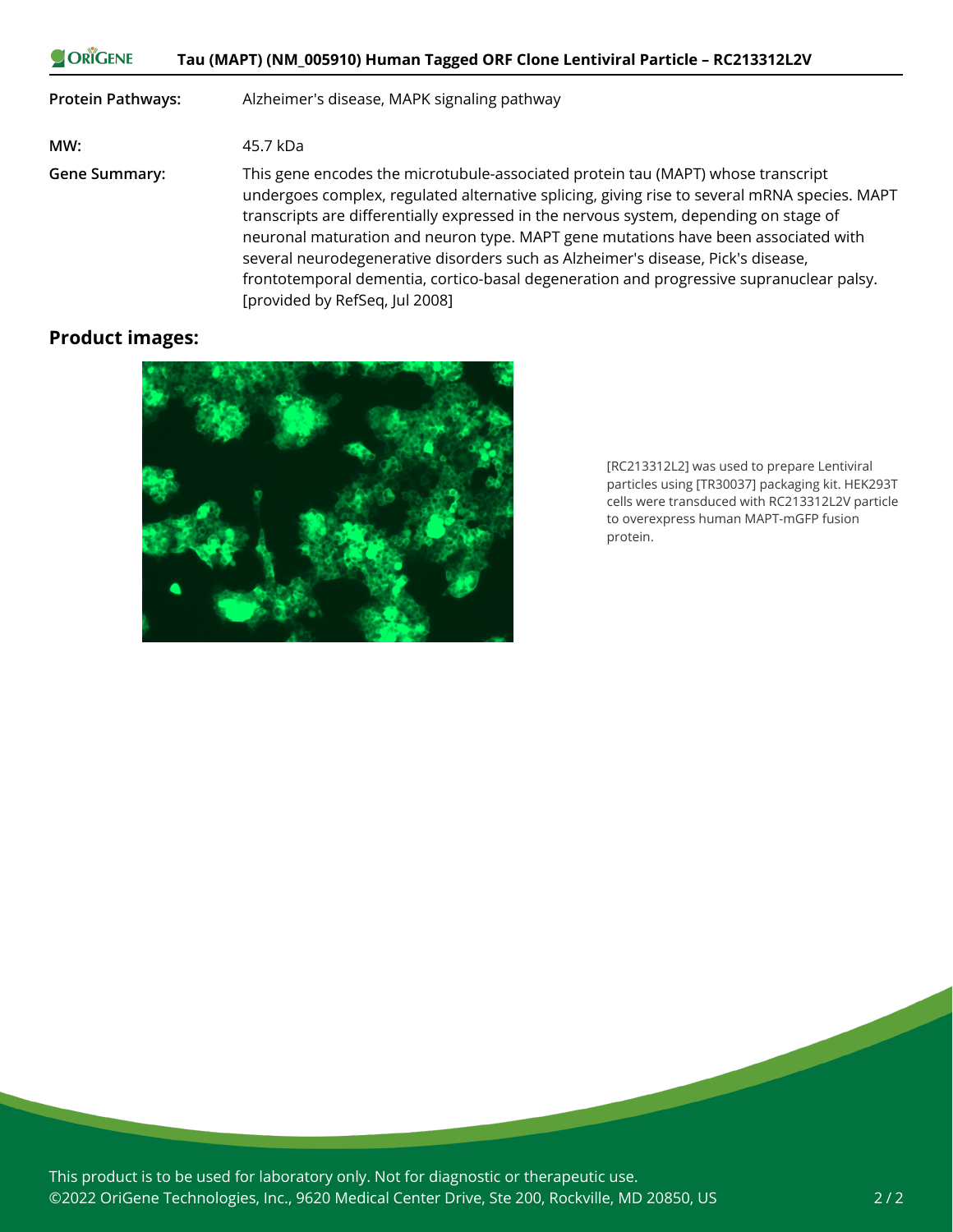| | |
|---|---|
| **Protein Pathways:** | Alzheimer's disease, MAPK signaling pathway |
| **MW:** | 45.7 kDa |
| **Gene Summary:** | This gene encodes the microtubule-associated protein tau (MAPT) whose transcript undergoes complex, regulated alternative splicing, giving rise to several mRNA species. MAPT transcripts are differentially expressed in the nervous system, depending on stage of neuronal maturation and neuron type. MAPT gene mutations have been associated with several neurodegenerative disorders such as Alzheimer's disease, Pick's disease, frontotemporal dementia, cortico-basal degeneration and progressive supranuclear palsy. [provided by RefSeq, Jul 2008] |

## Product images:

[RC213312L2] was used to prepare Lentiviral particles using [TR30037] packaging kit. HEK293T cells were transduced with RC213312L2V particle to overexpress human MAPT-mGFP fusion protein.

This product is to be used for laboratory only. Not for diagnostic or therapeutic use.
©2022 OriGene Technologies, Inc., 9620 Medical Center Drive, Ste 200, Rockville, MD 20850, US